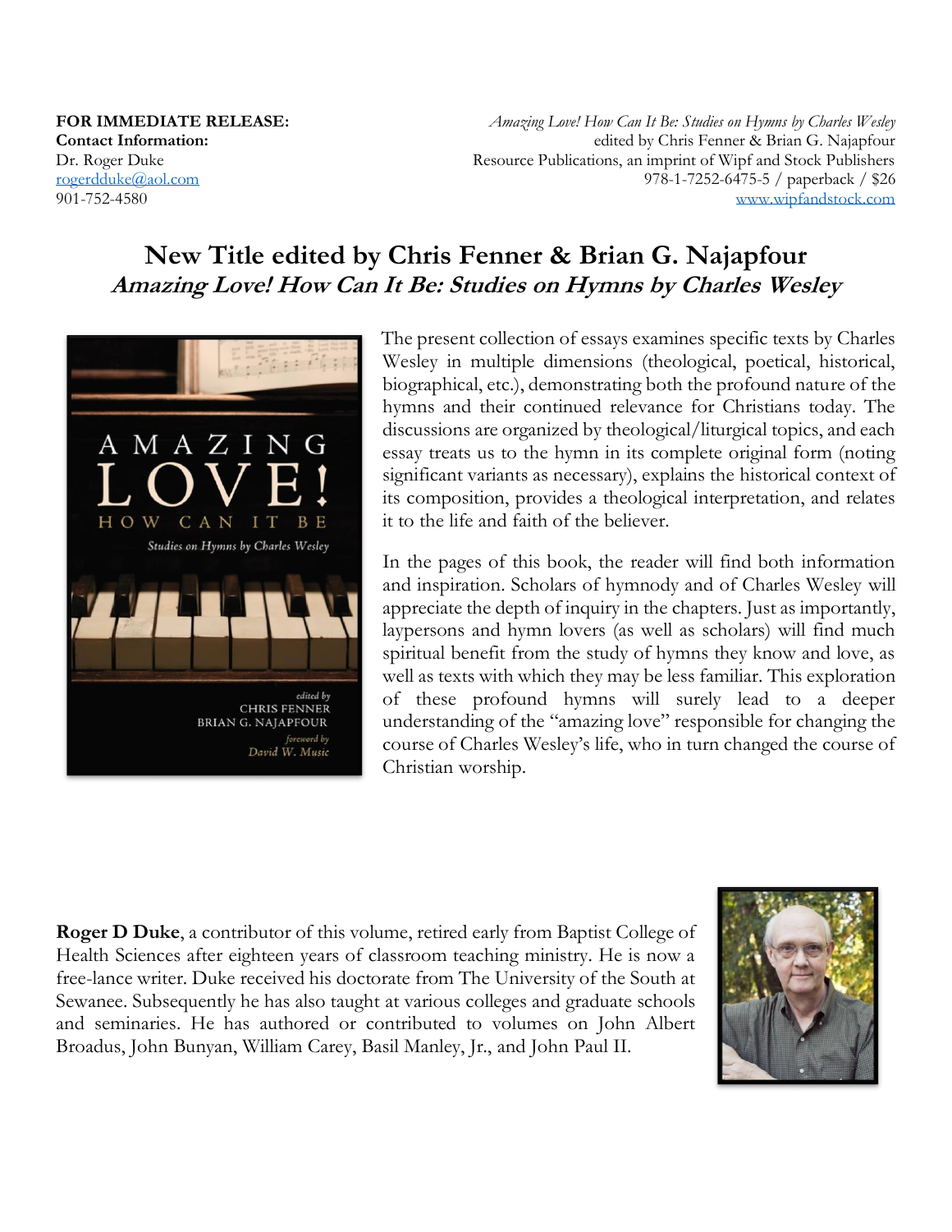**FOR IMMEDIATE RELEASE:**
**Contact Information:**
Dr. Roger Duke
rogerdduke@aol.com
901-752-4580

*Amazing Love! How Can It Be: Studies on Hymns by Charles Wesley*
edited by Chris Fenner & Brian G. Najapfour
Resource Publications, an imprint of Wipf and Stock Publishers
978-1-7252-6475-5 / paperback / $26
www.wipfandstock.com

# New Title edited by Chris Fenner & Brian G. Najapfour
## *Amazing Love! How Can It Be: Studies on Hymns by Charles Wesley*

The present collection of essays examines specific texts by Charles Wesley in multiple dimensions (theological, poetical, historical, biographical, etc.), demonstrating both the profound nature of the hymns and their continued relevance for Christians today. The discussions are organized by theological/liturgical topics, and each essay treats us to the hymn in its complete original form (noting significant variants as necessary), explains the historical context of its composition, provides a theological interpretation, and relates it to the life and faith of the believer.

In the pages of this book, the reader will find both information and inspiration. Scholars of hymnody and of Charles Wesley will appreciate the depth of inquiry in the chapters. Just as importantly, laypersons and hymn lovers (as well as scholars) will find much spiritual benefit from the study of hymns they know and love, as well as texts with which they may be less familiar. This exploration of these profound hymns will surely lead to a deeper understanding of the "amazing love" responsible for changing the course of Charles Wesley's life, who in turn changed the course of Christian worship.

**Roger D Duke**, a contributor of this volume, retired early from Baptist College of Health Sciences after eighteen years of classroom teaching ministry. He is now a free-lance writer. Duke received his doctorate from The University of the South at Sewanee. Subsequently he has also taught at various colleges and graduate schools and seminaries. He has authored or contributed to volumes on John Albert Broadus, John Bunyan, William Carey, Basil Manley, Jr., and John Paul II.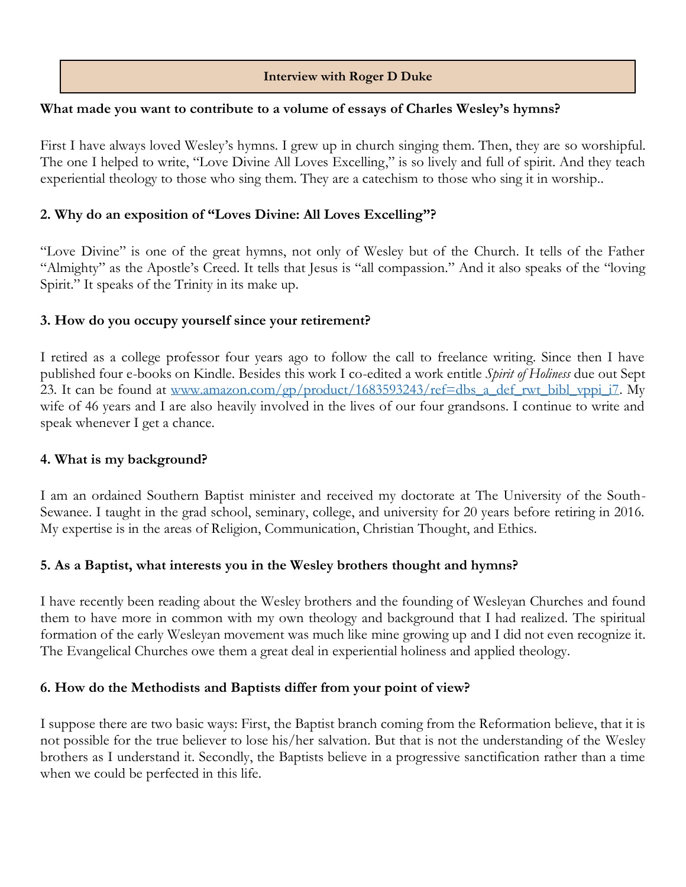**Interview with Roger D Duke**

**What made you want to contribute to a volume of essays of Charles Wesley's hymns?**

First I have always loved Wesley's hymns. I grew up in church singing them. Then, they are so worshipful. The one I helped to write, "Love Divine All Loves Excelling," is so lively and full of spirit. And they teach experiential theology to those who sing them. They are a catechism to those who sing it in worship..

**2. Why do an exposition of "Loves Divine: All Loves Excelling"?**

"Love Divine" is one of the great hymns, not only of Wesley but of the Church. It tells of the Father "Almighty" as the Apostle's Creed. It tells that Jesus is "all compassion." And it also speaks of the "loving Spirit." It speaks of the Trinity in its make up.

**3. How do you occupy yourself since your retirement?**

I retired as a college professor four years ago to follow the call to freelance writing. Since then I have published four e-books on Kindle. Besides this work I co-edited a work entitle *Spirit of Holiness* due out Sept 23. It can be found at [www.amazon.com/gp/product/1683593243/ref=dbs_a_def_rwt_bibl_vppi_i7](www.amazon.com/gp/product/1683593243/ref=dbs_a_def_rwt_bibl_vppi_i7). My wife of 46 years and I are also heavily involved in the lives of our four grandsons. I continue to write and speak whenever I get a chance.

**4. What is my background?**

I am an ordained Southern Baptist minister and received my doctorate at The University of the South-Sewanee. I taught in the grad school, seminary, college, and university for 20 years before retiring in 2016. My expertise is in the areas of Religion, Communication, Christian Thought, and Ethics.

**5. As a Baptist, what interests you in the Wesley brothers thought and hymns?**

I have recently been reading about the Wesley brothers and the founding of Wesleyan Churches and found them to have more in common with my own theology and background that I had realized. The spiritual formation of the early Wesleyan movement was much like mine growing up and I did not even recognize it. The Evangelical Churches owe them a great deal in experiential holiness and applied theology.

**6. How do the Methodists and Baptists differ from your point of view?**

I suppose there are two basic ways: First, the Baptist branch coming from the Reformation believe, that it is not possible for the true believer to lose his/her salvation. But that is not the understanding of the Wesley brothers as I understand it. Secondly, the Baptists believe in a progressive sanctification rather than a time when we could be perfected in this life.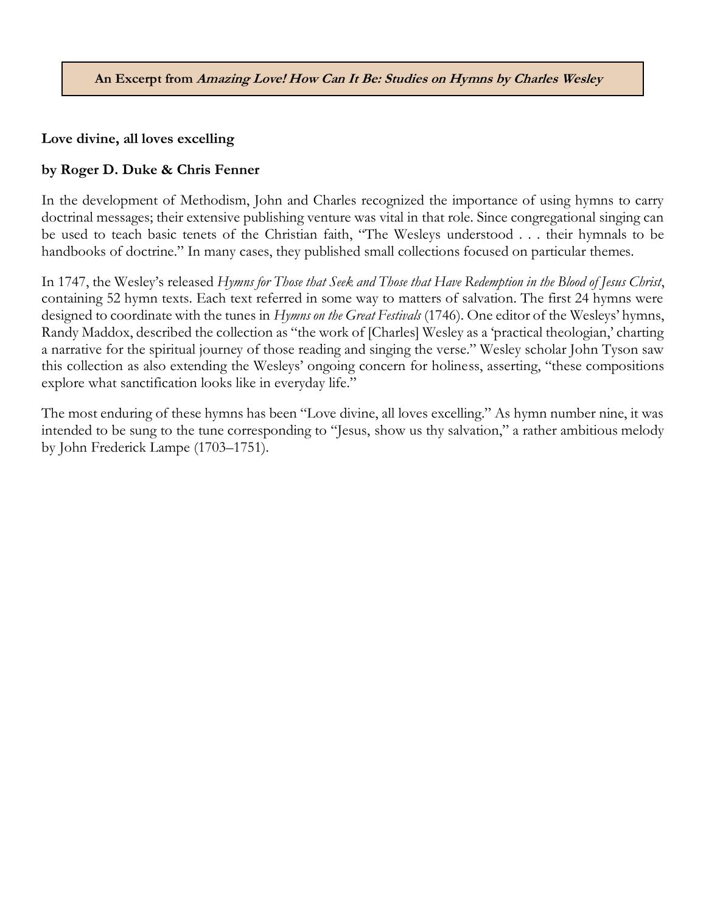**An Excerpt from *Amazing Love! How Can It Be: Studies on Hymns by Charles Wesley***

## Love divine, all loves excelling

**by Roger D. Duke & Chris Fenner**

In the development of Methodism, John and Charles recognized the importance of using hymns to carry doctrinal messages; their extensive publishing venture was vital in that role. Since congregational singing can be used to teach basic tenets of the Christian faith, "The Wesleys understood . . . their hymnals to be handbooks of doctrine." In many cases, they published small collections focused on particular themes.

In 1747, the Wesley's released *Hymns for Those that Seek and Those that Have Redemption in the Blood of Jesus Christ*, containing 52 hymn texts. Each text referred in some way to matters of salvation. The first 24 hymns were designed to coordinate with the tunes in *Hymns on the Great Festivals* (1746). One editor of the Wesleys' hymns, Randy Maddox, described the collection as "the work of [Charles] Wesley as a 'practical theologian,' charting a narrative for the spiritual journey of those reading and singing the verse." Wesley scholar John Tyson saw this collection as also extending the Wesleys' ongoing concern for holiness, asserting, "these compositions explore what sanctification looks like in everyday life."

The most enduring of these hymns has been "Love divine, all loves excelling." As hymn number nine, it was intended to be sung to the tune corresponding to "Jesus, show us thy salvation," a rather ambitious melody by John Frederick Lampe (1703–1751).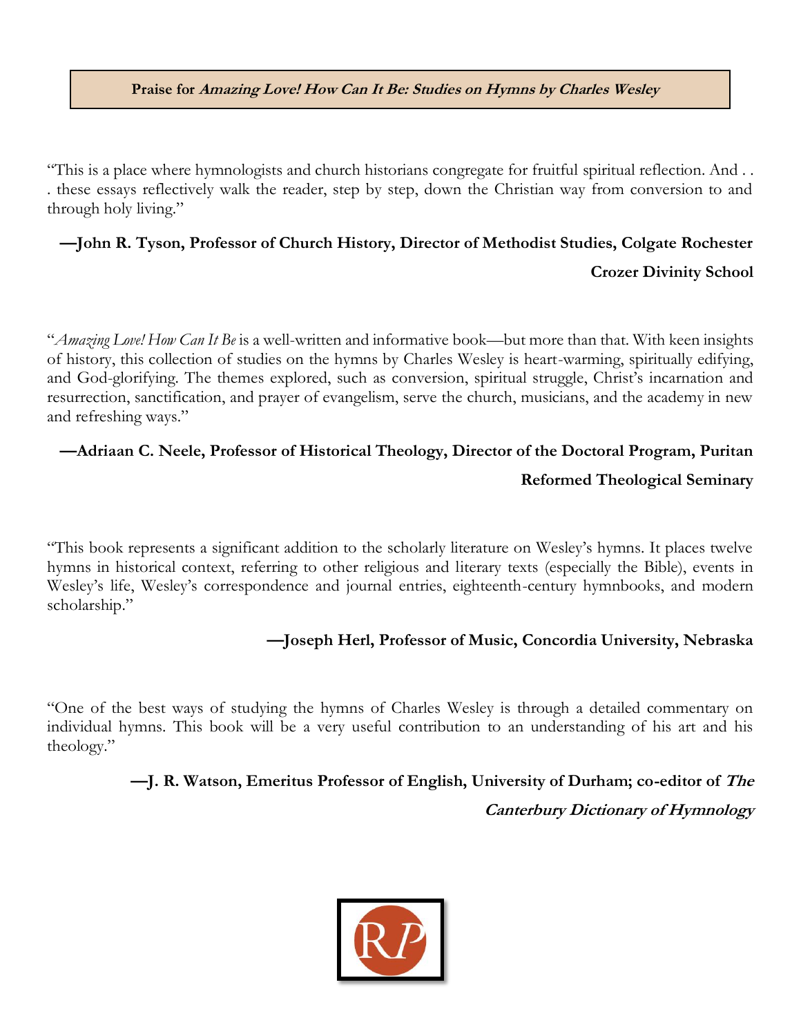**Praise for *Amazing Love! How Can It Be: Studies on Hymns by Charles Wesley***

"This is a place where hymnologists and church historians congregate for fruitful spiritual reflection. And . . . these essays reflectively walk the reader, step by step, down the Christian way from conversion to and through holy living."

**—John R. Tyson, Professor of Church History, Director of Methodist Studies, Colgate Rochester Crozer Divinity School**

"*Amazing Love! How Can It Be* is a well-written and informative book—but more than that. With keen insights of history, this collection of studies on the hymns by Charles Wesley is heart-warming, spiritually edifying, and God-glorifying. The themes explored, such as conversion, spiritual struggle, Christ's incarnation and resurrection, sanctification, and prayer of evangelism, serve the church, musicians, and the academy in new and refreshing ways."

**—Adriaan C. Neele, Professor of Historical Theology, Director of the Doctoral Program, Puritan Reformed Theological Seminary**

"This book represents a significant addition to the scholarly literature on Wesley's hymns. It places twelve hymns in historical context, referring to other religious and literary texts (especially the Bible), events in Wesley's life, Wesley's correspondence and journal entries, eighteenth-century hymnbooks, and modern scholarship."

**—Joseph Herl, Professor of Music, Concordia University, Nebraska**

"One of the best ways of studying the hymns of Charles Wesley is through a detailed commentary on individual hymns. This book will be a very useful contribution to an understanding of his art and his theology."

**—J. R. Watson, Emeritus Professor of English, University of Durham; co-editor of *The Canterbury Dictionary of Hymnology***

RP